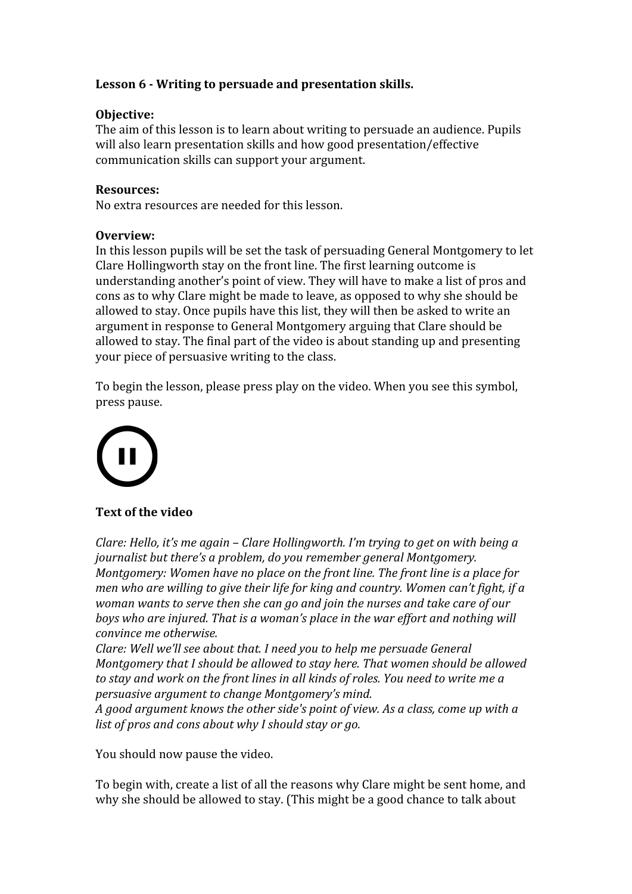**Lesson 6 - Writing to persuade and presentation skills.**

**Objective:**
The aim of this lesson is to learn about writing to persuade an audience. Pupils will also learn presentation skills and how good presentation/effective communication skills can support your argument.

**Resources:**
No extra resources are needed for this lesson.

**Overview:**
In this lesson pupils will be set the task of persuading General Montgomery to let Clare Hollingworth stay on the front line. The first learning outcome is understanding another's point of view. They will have to make a list of pros and cons as to why Clare might be made to leave, as opposed to why she should be allowed to stay. Once pupils have this list, they will then be asked to write an argument in response to General Montgomery arguing that Clare should be allowed to stay. The final part of the video is about standing up and presenting your piece of persuasive writing to the class.

To begin the lesson, please press play on the video. When you see this symbol, press pause.

**Text of the video**

*Clare: Hello, it's me again – Clare Hollingworth. I'm trying to get on with being a journalist but there's a problem, do you remember general Montgomery.*
*Montgomery: Women have no place on the front line. The front line is a place for men who are willing to give their life for king and country. Women can't fight, if a woman wants to serve then she can go and join the nurses and take care of our boys who are injured. That is a woman's place in the war effort and nothing will convince me otherwise.*
*Clare: Well we'll see about that. I need you to help me persuade General Montgomery that I should be allowed to stay here. That women should be allowed to stay and work on the front lines in all kinds of roles. You need to write me a persuasive argument to change Montgomery's mind.*
*A good argument knows the other side's point of view. As a class, come up with a list of pros and cons about why I should stay or go.*

You should now pause the video.

To begin with, create a list of all the reasons why Clare might be sent home, and why she should be allowed to stay. (This might be a good chance to talk about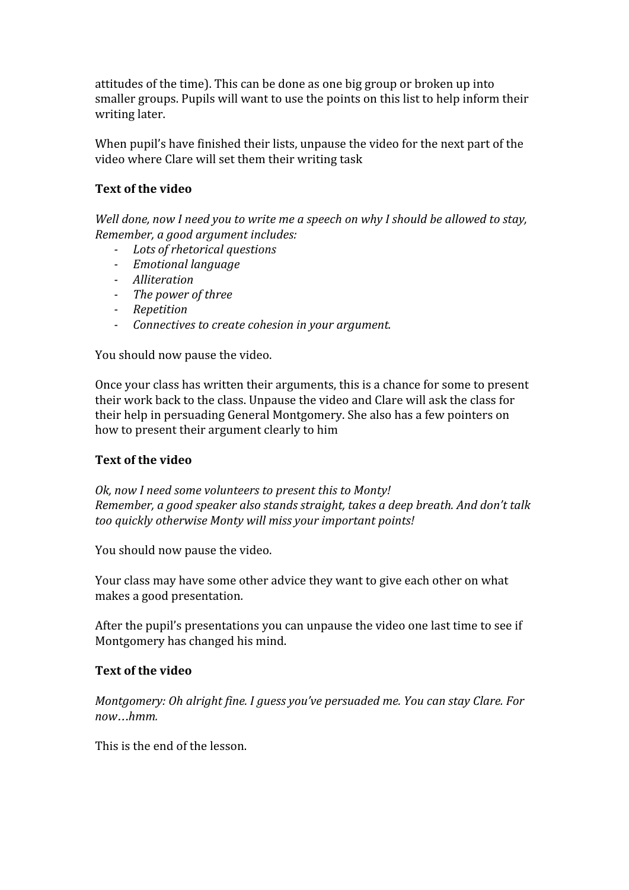attitudes of the time). This can be done as one big group or broken up into smaller groups. Pupils will want to use the points on this list to help inform their writing later.

When pupil's have finished their lists, unpause the video for the next part of the video where Clare will set them their writing task

**Text of the video**

*Well done, now I need you to write me a speech on why I should be allowed to stay, Remember, a good argument includes:*

- *Lots of rhetorical questions*
- *Emotional language*
- *Alliteration*
- *The power of three*
- *Repetition*
- *Connectives to create cohesion in your argument.*

You should now pause the video.

Once your class has written their arguments, this is a chance for some to present their work back to the class. Unpause the video and Clare will ask the class for their help in persuading General Montgomery. She also has a few pointers on how to present their argument clearly to him

**Text of the video**

*Ok, now I need some volunteers to present this to Monty!*
*Remember, a good speaker also stands straight, takes a deep breath. And don't talk too quickly otherwise Monty will miss your important points!*

You should now pause the video.

Your class may have some other advice they want to give each other on what makes a good presentation.

After the pupil's presentations you can unpause the video one last time to see if Montgomery has changed his mind.

**Text of the video**

*Montgomery: Oh alright fine. I guess you've persuaded me. You can stay Clare. For now…hmm.*

This is the end of the lesson.